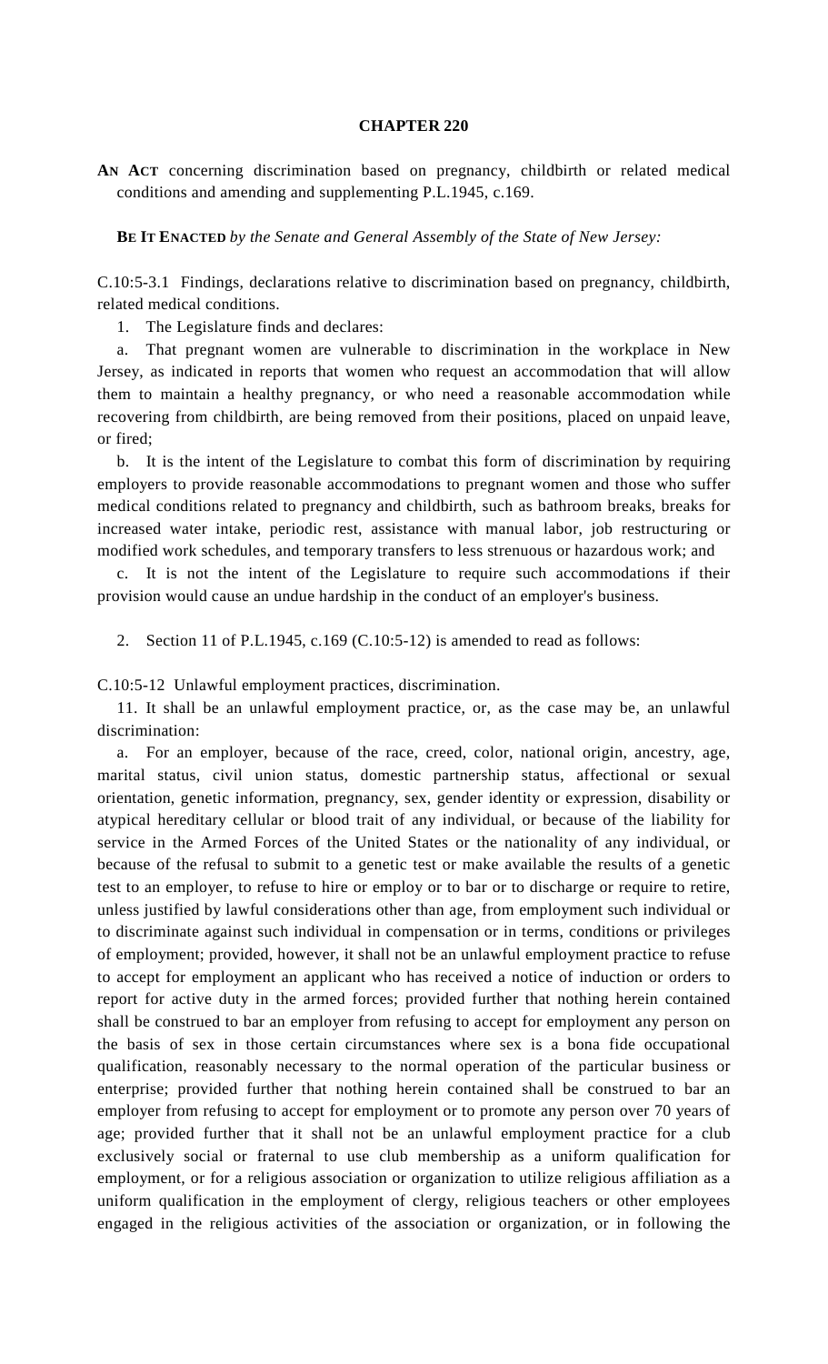# CHAPTER 220

**AN ACT** concerning discrimination based on pregnancy, childbirth or related medical conditions and amending and supplementing P.L.1945, c.169.

**BE IT ENACTED** *by the Senate and General Assembly of the State of New Jersey:*

C.10:5-3.1 Findings, declarations relative to discrimination based on pregnancy, childbirth, related medical conditions.

1. The Legislature finds and declares:

a. That pregnant women are vulnerable to discrimination in the workplace in New Jersey, as indicated in reports that women who request an accommodation that will allow them to maintain a healthy pregnancy, or who need a reasonable accommodation while recovering from childbirth, are being removed from their positions, placed on unpaid leave, or fired;

b. It is the intent of the Legislature to combat this form of discrimination by requiring employers to provide reasonable accommodations to pregnant women and those who suffer medical conditions related to pregnancy and childbirth, such as bathroom breaks, breaks for increased water intake, periodic rest, assistance with manual labor, job restructuring or modified work schedules, and temporary transfers to less strenuous or hazardous work; and

c. It is not the intent of the Legislature to require such accommodations if their provision would cause an undue hardship in the conduct of an employer's business.

2. Section 11 of P.L.1945, c.169 (C.10:5-12) is amended to read as follows:

C.10:5-12 Unlawful employment practices, discrimination.

11. It shall be an unlawful employment practice, or, as the case may be, an unlawful discrimination:

a. For an employer, because of the race, creed, color, national origin, ancestry, age, marital status, civil union status, domestic partnership status, affectional or sexual orientation, genetic information, pregnancy, sex, gender identity or expression, disability or atypical hereditary cellular or blood trait of any individual, or because of the liability for service in the Armed Forces of the United States or the nationality of any individual, or because of the refusal to submit to a genetic test or make available the results of a genetic test to an employer, to refuse to hire or employ or to bar or to discharge or require to retire, unless justified by lawful considerations other than age, from employment such individual or to discriminate against such individual in compensation or in terms, conditions or privileges of employment; provided, however, it shall not be an unlawful employment practice to refuse to accept for employment an applicant who has received a notice of induction or orders to report for active duty in the armed forces; provided further that nothing herein contained shall be construed to bar an employer from refusing to accept for employment any person on the basis of sex in those certain circumstances where sex is a bona fide occupational qualification, reasonably necessary to the normal operation of the particular business or enterprise; provided further that nothing herein contained shall be construed to bar an employer from refusing to accept for employment or to promote any person over 70 years of age; provided further that it shall not be an unlawful employment practice for a club exclusively social or fraternal to use club membership as a uniform qualification for employment, or for a religious association or organization to utilize religious affiliation as a uniform qualification in the employment of clergy, religious teachers or other employees engaged in the religious activities of the association or organization, or in following the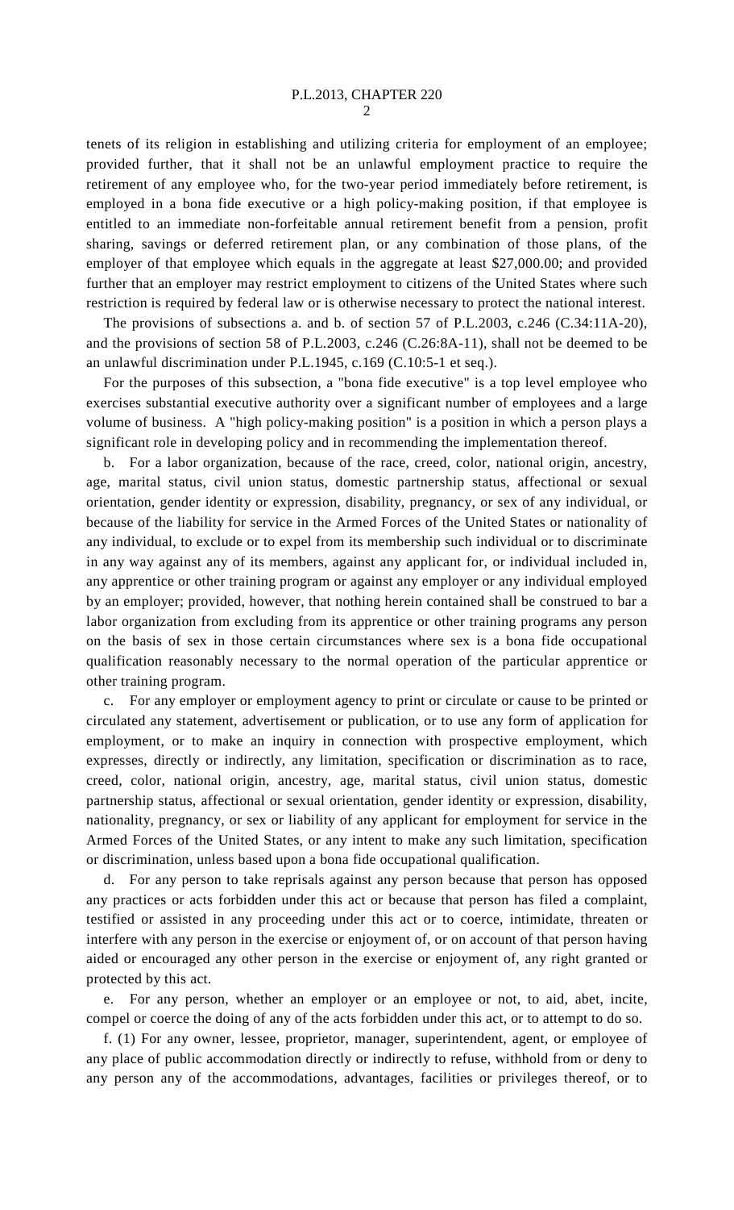tenets of its religion in establishing and utilizing criteria for employment of an employee; provided further, that it shall not be an unlawful employment practice to require the retirement of any employee who, for the two-year period immediately before retirement, is employed in a bona fide executive or a high policy-making position, if that employee is entitled to an immediate non-forfeitable annual retirement benefit from a pension, profit sharing, savings or deferred retirement plan, or any combination of those plans, of the employer of that employee which equals in the aggregate at least $27,000.00; and provided further that an employer may restrict employment to citizens of the United States where such restriction is required by federal law or is otherwise necessary to protect the national interest.

The provisions of subsections a. and b. of section 57 of P.L.2003, c.246 (C.34:11A-20), and the provisions of section 58 of P.L.2003, c.246 (C.26:8A-11), shall not be deemed to be an unlawful discrimination under P.L.1945, c.169 (C.10:5-1 et seq.).

For the purposes of this subsection, a "bona fide executive" is a top level employee who exercises substantial executive authority over a significant number of employees and a large volume of business. A "high policy-making position" is a position in which a person plays a significant role in developing policy and in recommending the implementation thereof.

b. For a labor organization, because of the race, creed, color, national origin, ancestry, age, marital status, civil union status, domestic partnership status, affectional or sexual orientation, gender identity or expression, disability, pregnancy, or sex of any individual, or because of the liability for service in the Armed Forces of the United States or nationality of any individual, to exclude or to expel from its membership such individual or to discriminate in any way against any of its members, against any applicant for, or individual included in, any apprentice or other training program or against any employer or any individual employed by an employer; provided, however, that nothing herein contained shall be construed to bar a labor organization from excluding from its apprentice or other training programs any person on the basis of sex in those certain circumstances where sex is a bona fide occupational qualification reasonably necessary to the normal operation of the particular apprentice or other training program.

c. For any employer or employment agency to print or circulate or cause to be printed or circulated any statement, advertisement or publication, or to use any form of application for employment, or to make an inquiry in connection with prospective employment, which expresses, directly or indirectly, any limitation, specification or discrimination as to race, creed, color, national origin, ancestry, age, marital status, civil union status, domestic partnership status, affectional or sexual orientation, gender identity or expression, disability, nationality, pregnancy, or sex or liability of any applicant for employment for service in the Armed Forces of the United States, or any intent to make any such limitation, specification or discrimination, unless based upon a bona fide occupational qualification.

d. For any person to take reprisals against any person because that person has opposed any practices or acts forbidden under this act or because that person has filed a complaint, testified or assisted in any proceeding under this act or to coerce, intimidate, threaten or interfere with any person in the exercise or enjoyment of, or on account of that person having aided or encouraged any other person in the exercise or enjoyment of, any right granted or protected by this act.

e. For any person, whether an employer or an employee or not, to aid, abet, incite, compel or coerce the doing of any of the acts forbidden under this act, or to attempt to do so.

f. (1) For any owner, lessee, proprietor, manager, superintendent, agent, or employee of any place of public accommodation directly or indirectly to refuse, withhold from or deny to any person any of the accommodations, advantages, facilities or privileges thereof, or to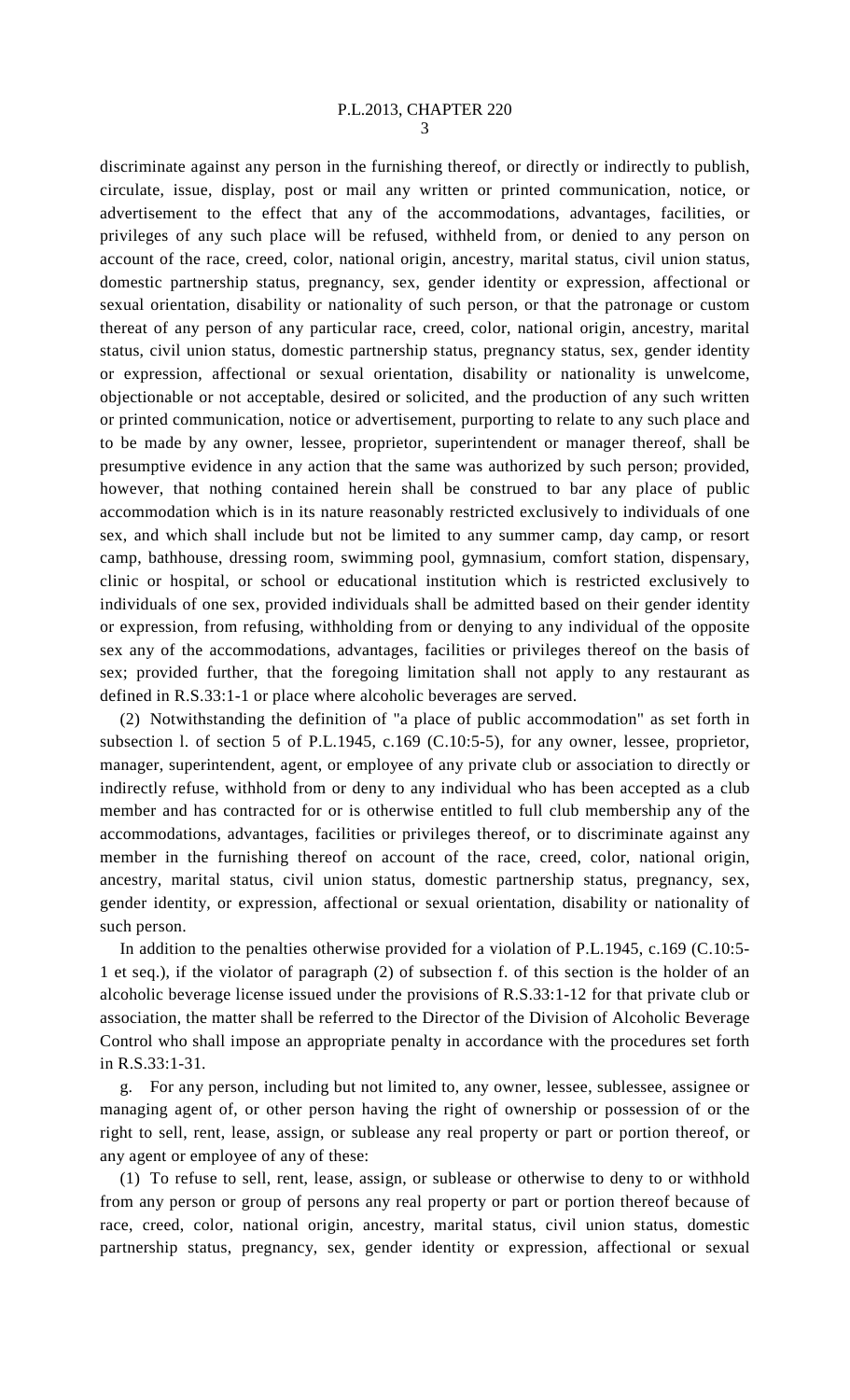discriminate against any person in the furnishing thereof, or directly or indirectly to publish, circulate, issue, display, post or mail any written or printed communication, notice, or advertisement to the effect that any of the accommodations, advantages, facilities, or privileges of any such place will be refused, withheld from, or denied to any person on account of the race, creed, color, national origin, ancestry, marital status, civil union status, domestic partnership status, pregnancy, sex, gender identity or expression, affectional or sexual orientation, disability or nationality of such person, or that the patronage or custom thereat of any person of any particular race, creed, color, national origin, ancestry, marital status, civil union status, domestic partnership status, pregnancy status, sex, gender identity or expression, affectional or sexual orientation, disability or nationality is unwelcome, objectionable or not acceptable, desired or solicited, and the production of any such written or printed communication, notice or advertisement, purporting to relate to any such place and to be made by any owner, lessee, proprietor, superintendent or manager thereof, shall be presumptive evidence in any action that the same was authorized by such person; provided, however, that nothing contained herein shall be construed to bar any place of public accommodation which is in its nature reasonably restricted exclusively to individuals of one sex, and which shall include but not be limited to any summer camp, day camp, or resort camp, bathhouse, dressing room, swimming pool, gymnasium, comfort station, dispensary, clinic or hospital, or school or educational institution which is restricted exclusively to individuals of one sex, provided individuals shall be admitted based on their gender identity or expression, from refusing, withholding from or denying to any individual of the opposite sex any of the accommodations, advantages, facilities or privileges thereof on the basis of sex; provided further, that the foregoing limitation shall not apply to any restaurant as defined in R.S.33:1-1 or place where alcoholic beverages are served.

(2) Notwithstanding the definition of "a place of public accommodation" as set forth in subsection l. of section 5 of P.L.1945, c.169 (C.10:5-5), for any owner, lessee, proprietor, manager, superintendent, agent, or employee of any private club or association to directly or indirectly refuse, withhold from or deny to any individual who has been accepted as a club member and has contracted for or is otherwise entitled to full club membership any of the accommodations, advantages, facilities or privileges thereof, or to discriminate against any member in the furnishing thereof on account of the race, creed, color, national origin, ancestry, marital status, civil union status, domestic partnership status, pregnancy, sex, gender identity, or expression, affectional or sexual orientation, disability or nationality of such person.

In addition to the penalties otherwise provided for a violation of P.L.1945, c.169 (C.10:5-1 et seq.), if the violator of paragraph (2) of subsection f. of this section is the holder of an alcoholic beverage license issued under the provisions of R.S.33:1-12 for that private club or association, the matter shall be referred to the Director of the Division of Alcoholic Beverage Control who shall impose an appropriate penalty in accordance with the procedures set forth in R.S.33:1-31.

g. For any person, including but not limited to, any owner, lessee, sublessee, assignee or managing agent of, or other person having the right of ownership or possession of or the right to sell, rent, lease, assign, or sublease any real property or part or portion thereof, or any agent or employee of any of these:

(1) To refuse to sell, rent, lease, assign, or sublease or otherwise to deny to or withhold from any person or group of persons any real property or part or portion thereof because of race, creed, color, national origin, ancestry, marital status, civil union status, domestic partnership status, pregnancy, sex, gender identity or expression, affectional or sexual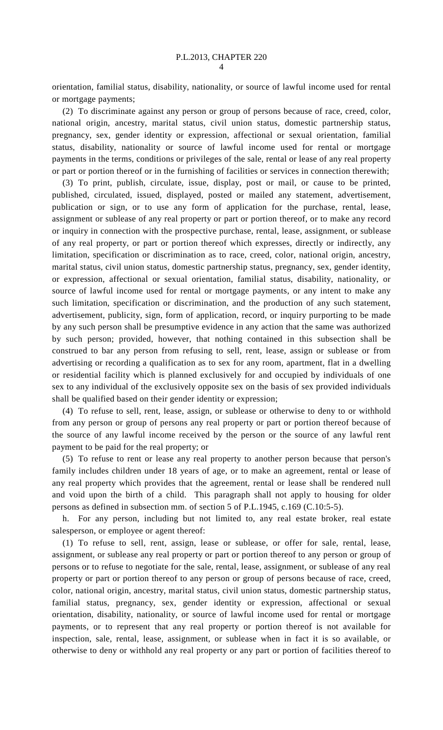orientation, familial status, disability, nationality, or source of lawful income used for rental or mortgage payments;

(2) To discriminate against any person or group of persons because of race, creed, color, national origin, ancestry, marital status, civil union status, domestic partnership status, pregnancy, sex, gender identity or expression, affectional or sexual orientation, familial status, disability, nationality or source of lawful income used for rental or mortgage payments in the terms, conditions or privileges of the sale, rental or lease of any real property or part or portion thereof or in the furnishing of facilities or services in connection therewith;

(3) To print, publish, circulate, issue, display, post or mail, or cause to be printed, published, circulated, issued, displayed, posted or mailed any statement, advertisement, publication or sign, or to use any form of application for the purchase, rental, lease, assignment or sublease of any real property or part or portion thereof, or to make any record or inquiry in connection with the prospective purchase, rental, lease, assignment, or sublease of any real property, or part or portion thereof which expresses, directly or indirectly, any limitation, specification or discrimination as to race, creed, color, national origin, ancestry, marital status, civil union status, domestic partnership status, pregnancy, sex, gender identity, or expression, affectional or sexual orientation, familial status, disability, nationality, or source of lawful income used for rental or mortgage payments, or any intent to make any such limitation, specification or discrimination, and the production of any such statement, advertisement, publicity, sign, form of application, record, or inquiry purporting to be made by any such person shall be presumptive evidence in any action that the same was authorized by such person; provided, however, that nothing contained in this subsection shall be construed to bar any person from refusing to sell, rent, lease, assign or sublease or from advertising or recording a qualification as to sex for any room, apartment, flat in a dwelling or residential facility which is planned exclusively for and occupied by individuals of one sex to any individual of the exclusively opposite sex on the basis of sex provided individuals shall be qualified based on their gender identity or expression;

(4) To refuse to sell, rent, lease, assign, or sublease or otherwise to deny to or withhold from any person or group of persons any real property or part or portion thereof because of the source of any lawful income received by the person or the source of any lawful rent payment to be paid for the real property; or

(5) To refuse to rent or lease any real property to another person because that person's family includes children under 18 years of age, or to make an agreement, rental or lease of any real property which provides that the agreement, rental or lease shall be rendered null and void upon the birth of a child. This paragraph shall not apply to housing for older persons as defined in subsection mm. of section 5 of P.L.1945, c.169 (C.10:5-5).

h. For any person, including but not limited to, any real estate broker, real estate salesperson, or employee or agent thereof:

(1) To refuse to sell, rent, assign, lease or sublease, or offer for sale, rental, lease, assignment, or sublease any real property or part or portion thereof to any person or group of persons or to refuse to negotiate for the sale, rental, lease, assignment, or sublease of any real property or part or portion thereof to any person or group of persons because of race, creed, color, national origin, ancestry, marital status, civil union status, domestic partnership status, familial status, pregnancy, sex, gender identity or expression, affectional or sexual orientation, disability, nationality, or source of lawful income used for rental or mortgage payments, or to represent that any real property or portion thereof is not available for inspection, sale, rental, lease, assignment, or sublease when in fact it is so available, or otherwise to deny or withhold any real property or any part or portion of facilities thereof to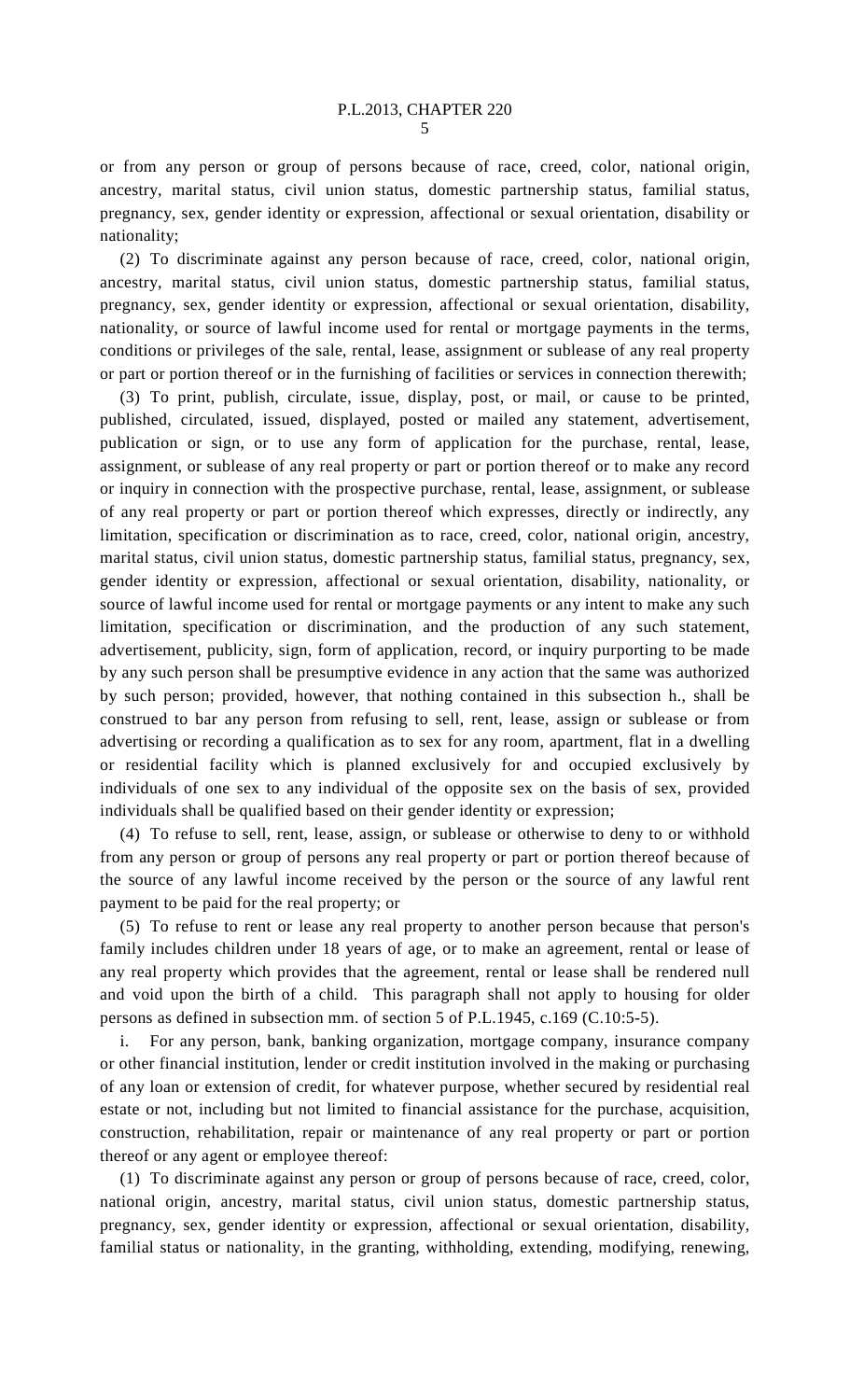or from any person or group of persons because of race, creed, color, national origin, ancestry, marital status, civil union status, domestic partnership status, familial status, pregnancy, sex, gender identity or expression, affectional or sexual orientation, disability or nationality;

(2) To discriminate against any person because of race, creed, color, national origin, ancestry, marital status, civil union status, domestic partnership status, familial status, pregnancy, sex, gender identity or expression, affectional or sexual orientation, disability, nationality, or source of lawful income used for rental or mortgage payments in the terms, conditions or privileges of the sale, rental, lease, assignment or sublease of any real property or part or portion thereof or in the furnishing of facilities or services in connection therewith;

(3) To print, publish, circulate, issue, display, post, or mail, or cause to be printed, published, circulated, issued, displayed, posted or mailed any statement, advertisement, publication or sign, or to use any form of application for the purchase, rental, lease, assignment, or sublease of any real property or part or portion thereof or to make any record or inquiry in connection with the prospective purchase, rental, lease, assignment, or sublease of any real property or part or portion thereof which expresses, directly or indirectly, any limitation, specification or discrimination as to race, creed, color, national origin, ancestry, marital status, civil union status, domestic partnership status, familial status, pregnancy, sex, gender identity or expression, affectional or sexual orientation, disability, nationality, or source of lawful income used for rental or mortgage payments or any intent to make any such limitation, specification or discrimination, and the production of any such statement, advertisement, publicity, sign, form of application, record, or inquiry purporting to be made by any such person shall be presumptive evidence in any action that the same was authorized by such person; provided, however, that nothing contained in this subsection h., shall be construed to bar any person from refusing to sell, rent, lease, assign or sublease or from advertising or recording a qualification as to sex for any room, apartment, flat in a dwelling or residential facility which is planned exclusively for and occupied exclusively by individuals of one sex to any individual of the opposite sex on the basis of sex, provided individuals shall be qualified based on their gender identity or expression;

(4) To refuse to sell, rent, lease, assign, or sublease or otherwise to deny to or withhold from any person or group of persons any real property or part or portion thereof because of the source of any lawful income received by the person or the source of any lawful rent payment to be paid for the real property; or

(5) To refuse to rent or lease any real property to another person because that person's family includes children under 18 years of age, or to make an agreement, rental or lease of any real property which provides that the agreement, rental or lease shall be rendered null and void upon the birth of a child. This paragraph shall not apply to housing for older persons as defined in subsection mm. of section 5 of P.L.1945, c.169 (C.10:5-5).

i. For any person, bank, banking organization, mortgage company, insurance company or other financial institution, lender or credit institution involved in the making or purchasing of any loan or extension of credit, for whatever purpose, whether secured by residential real estate or not, including but not limited to financial assistance for the purchase, acquisition, construction, rehabilitation, repair or maintenance of any real property or part or portion thereof or any agent or employee thereof:

(1) To discriminate against any person or group of persons because of race, creed, color, national origin, ancestry, marital status, civil union status, domestic partnership status, pregnancy, sex, gender identity or expression, affectional or sexual orientation, disability, familial status or nationality, in the granting, withholding, extending, modifying, renewing,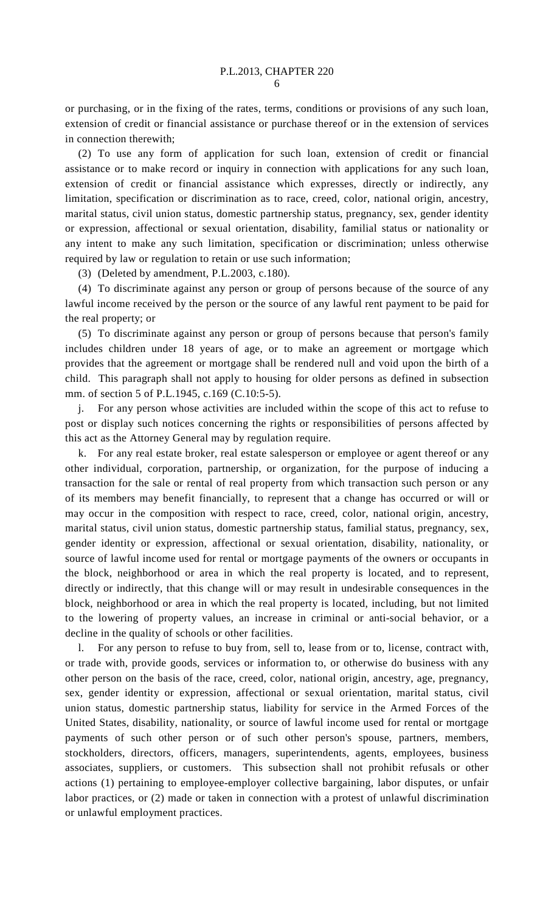or purchasing, or in the fixing of the rates, terms, conditions or provisions of any such loan, extension of credit or financial assistance or purchase thereof or in the extension of services in connection therewith;

(2) To use any form of application for such loan, extension of credit or financial assistance or to make record or inquiry in connection with applications for any such loan, extension of credit or financial assistance which expresses, directly or indirectly, any limitation, specification or discrimination as to race, creed, color, national origin, ancestry, marital status, civil union status, domestic partnership status, pregnancy, sex, gender identity or expression, affectional or sexual orientation, disability, familial status or nationality or any intent to make any such limitation, specification or discrimination; unless otherwise required by law or regulation to retain or use such information;

(3) (Deleted by amendment, P.L.2003, c.180).

(4) To discriminate against any person or group of persons because of the source of any lawful income received by the person or the source of any lawful rent payment to be paid for the real property; or

(5) To discriminate against any person or group of persons because that person's family includes children under 18 years of age, or to make an agreement or mortgage which provides that the agreement or mortgage shall be rendered null and void upon the birth of a child. This paragraph shall not apply to housing for older persons as defined in subsection mm. of section 5 of P.L.1945, c.169 (C.10:5-5).

j. For any person whose activities are included within the scope of this act to refuse to post or display such notices concerning the rights or responsibilities of persons affected by this act as the Attorney General may by regulation require.

k. For any real estate broker, real estate salesperson or employee or agent thereof or any other individual, corporation, partnership, or organization, for the purpose of inducing a transaction for the sale or rental of real property from which transaction such person or any of its members may benefit financially, to represent that a change has occurred or will or may occur in the composition with respect to race, creed, color, national origin, ancestry, marital status, civil union status, domestic partnership status, familial status, pregnancy, sex, gender identity or expression, affectional or sexual orientation, disability, nationality, or source of lawful income used for rental or mortgage payments of the owners or occupants in the block, neighborhood or area in which the real property is located, and to represent, directly or indirectly, that this change will or may result in undesirable consequences in the block, neighborhood or area in which the real property is located, including, but not limited to the lowering of property values, an increase in criminal or anti-social behavior, or a decline in the quality of schools or other facilities.

l. For any person to refuse to buy from, sell to, lease from or to, license, contract with, or trade with, provide goods, services or information to, or otherwise do business with any other person on the basis of the race, creed, color, national origin, ancestry, age, pregnancy, sex, gender identity or expression, affectional or sexual orientation, marital status, civil union status, domestic partnership status, liability for service in the Armed Forces of the United States, disability, nationality, or source of lawful income used for rental or mortgage payments of such other person or of such other person's spouse, partners, members, stockholders, directors, officers, managers, superintendents, agents, employees, business associates, suppliers, or customers. This subsection shall not prohibit refusals or other actions (1) pertaining to employee-employer collective bargaining, labor disputes, or unfair labor practices, or (2) made or taken in connection with a protest of unlawful discrimination or unlawful employment practices.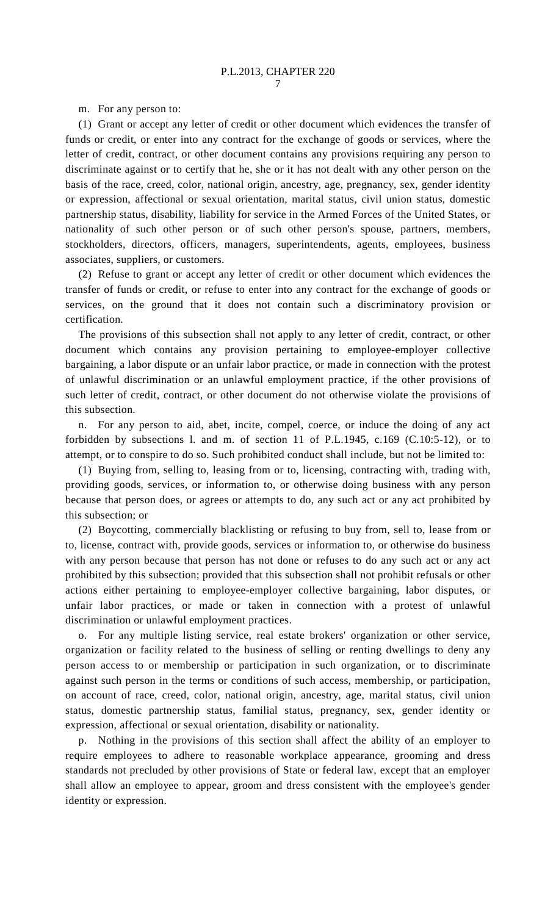m. For any person to:

(1) Grant or accept any letter of credit or other document which evidences the transfer of funds or credit, or enter into any contract for the exchange of goods or services, where the letter of credit, contract, or other document contains any provisions requiring any person to discriminate against or to certify that he, she or it has not dealt with any other person on the basis of the race, creed, color, national origin, ancestry, age, pregnancy, sex, gender identity or expression, affectional or sexual orientation, marital status, civil union status, domestic partnership status, disability, liability for service in the Armed Forces of the United States, or nationality of such other person or of such other person's spouse, partners, members, stockholders, directors, officers, managers, superintendents, agents, employees, business associates, suppliers, or customers.

(2) Refuse to grant or accept any letter of credit or other document which evidences the transfer of funds or credit, or refuse to enter into any contract for the exchange of goods or services, on the ground that it does not contain such a discriminatory provision or certification.

The provisions of this subsection shall not apply to any letter of credit, contract, or other document which contains any provision pertaining to employee-employer collective bargaining, a labor dispute or an unfair labor practice, or made in connection with the protest of unlawful discrimination or an unlawful employment practice, if the other provisions of such letter of credit, contract, or other document do not otherwise violate the provisions of this subsection.

n. For any person to aid, abet, incite, compel, coerce, or induce the doing of any act forbidden by subsections l. and m. of section 11 of P.L.1945, c.169 (C.10:5-12), or to attempt, or to conspire to do so. Such prohibited conduct shall include, but not be limited to:

(1) Buying from, selling to, leasing from or to, licensing, contracting with, trading with, providing goods, services, or information to, or otherwise doing business with any person because that person does, or agrees or attempts to do, any such act or any act prohibited by this subsection; or

(2) Boycotting, commercially blacklisting or refusing to buy from, sell to, lease from or to, license, contract with, provide goods, services or information to, or otherwise do business with any person because that person has not done or refuses to do any such act or any act prohibited by this subsection; provided that this subsection shall not prohibit refusals or other actions either pertaining to employee-employer collective bargaining, labor disputes, or unfair labor practices, or made or taken in connection with a protest of unlawful discrimination or unlawful employment practices.

o. For any multiple listing service, real estate brokers' organization or other service, organization or facility related to the business of selling or renting dwellings to deny any person access to or membership or participation in such organization, or to discriminate against such person in the terms or conditions of such access, membership, or participation, on account of race, creed, color, national origin, ancestry, age, marital status, civil union status, domestic partnership status, familial status, pregnancy, sex, gender identity or expression, affectional or sexual orientation, disability or nationality.

p. Nothing in the provisions of this section shall affect the ability of an employer to require employees to adhere to reasonable workplace appearance, grooming and dress standards not precluded by other provisions of State or federal law, except that an employer shall allow an employee to appear, groom and dress consistent with the employee's gender identity or expression.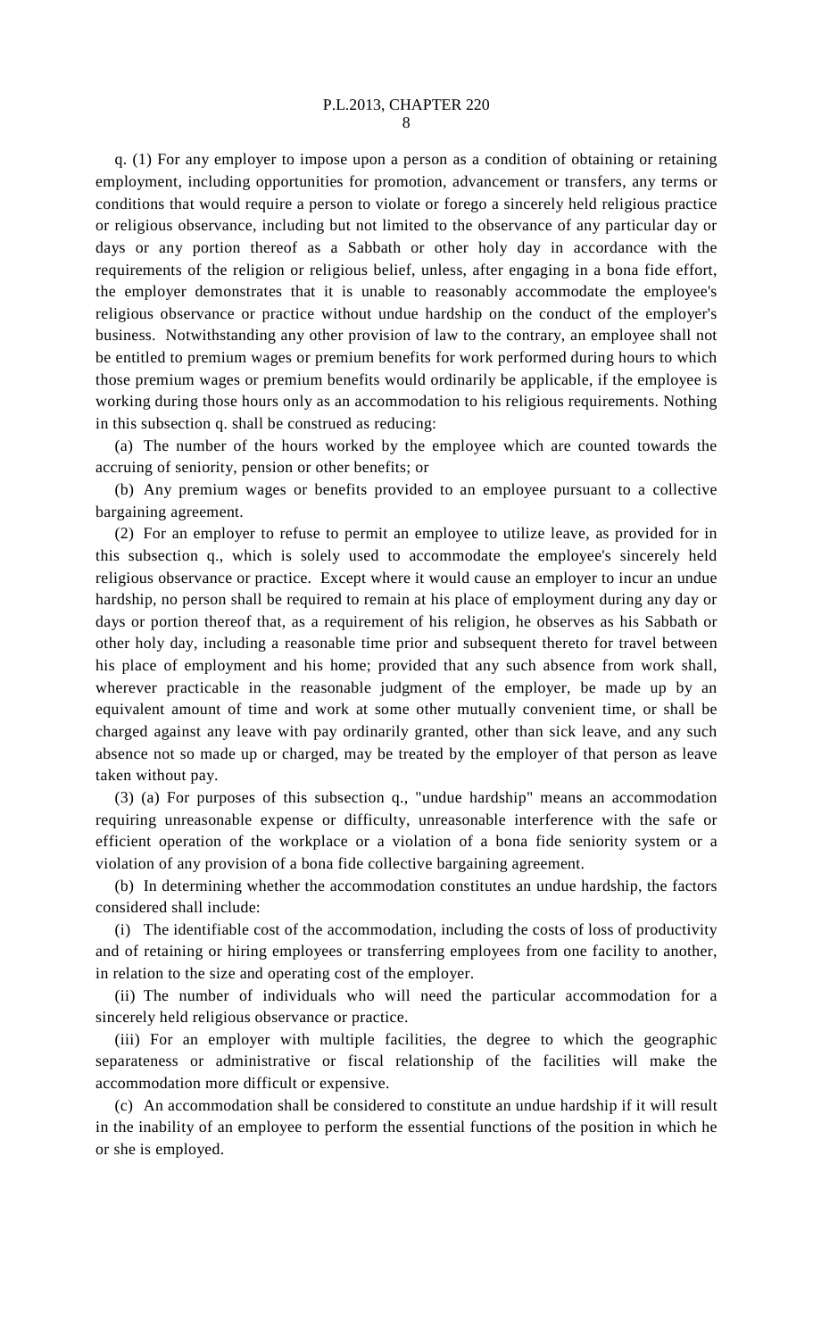q. (1) For any employer to impose upon a person as a condition of obtaining or retaining employment, including opportunities for promotion, advancement or transfers, any terms or conditions that would require a person to violate or forego a sincerely held religious practice or religious observance, including but not limited to the observance of any particular day or days or any portion thereof as a Sabbath or other holy day in accordance with the requirements of the religion or religious belief, unless, after engaging in a bona fide effort, the employer demonstrates that it is unable to reasonably accommodate the employee's religious observance or practice without undue hardship on the conduct of the employer's business. Notwithstanding any other provision of law to the contrary, an employee shall not be entitled to premium wages or premium benefits for work performed during hours to which those premium wages or premium benefits would ordinarily be applicable, if the employee is working during those hours only as an accommodation to his religious requirements. Nothing in this subsection q. shall be construed as reducing:

(a) The number of the hours worked by the employee which are counted towards the accruing of seniority, pension or other benefits; or

(b) Any premium wages or benefits provided to an employee pursuant to a collective bargaining agreement.

(2) For an employer to refuse to permit an employee to utilize leave, as provided for in this subsection q., which is solely used to accommodate the employee's sincerely held religious observance or practice. Except where it would cause an employer to incur an undue hardship, no person shall be required to remain at his place of employment during any day or days or portion thereof that, as a requirement of his religion, he observes as his Sabbath or other holy day, including a reasonable time prior and subsequent thereto for travel between his place of employment and his home; provided that any such absence from work shall, wherever practicable in the reasonable judgment of the employer, be made up by an equivalent amount of time and work at some other mutually convenient time, or shall be charged against any leave with pay ordinarily granted, other than sick leave, and any such absence not so made up or charged, may be treated by the employer of that person as leave taken without pay.

(3) (a) For purposes of this subsection q., "undue hardship" means an accommodation requiring unreasonable expense or difficulty, unreasonable interference with the safe or efficient operation of the workplace or a violation of a bona fide seniority system or a violation of any provision of a bona fide collective bargaining agreement.

(b) In determining whether the accommodation constitutes an undue hardship, the factors considered shall include:

(i) The identifiable cost of the accommodation, including the costs of loss of productivity and of retaining or hiring employees or transferring employees from one facility to another, in relation to the size and operating cost of the employer.

(ii) The number of individuals who will need the particular accommodation for a sincerely held religious observance or practice.

(iii) For an employer with multiple facilities, the degree to which the geographic separateness or administrative or fiscal relationship of the facilities will make the accommodation more difficult or expensive.

(c) An accommodation shall be considered to constitute an undue hardship if it will result in the inability of an employee to perform the essential functions of the position in which he or she is employed.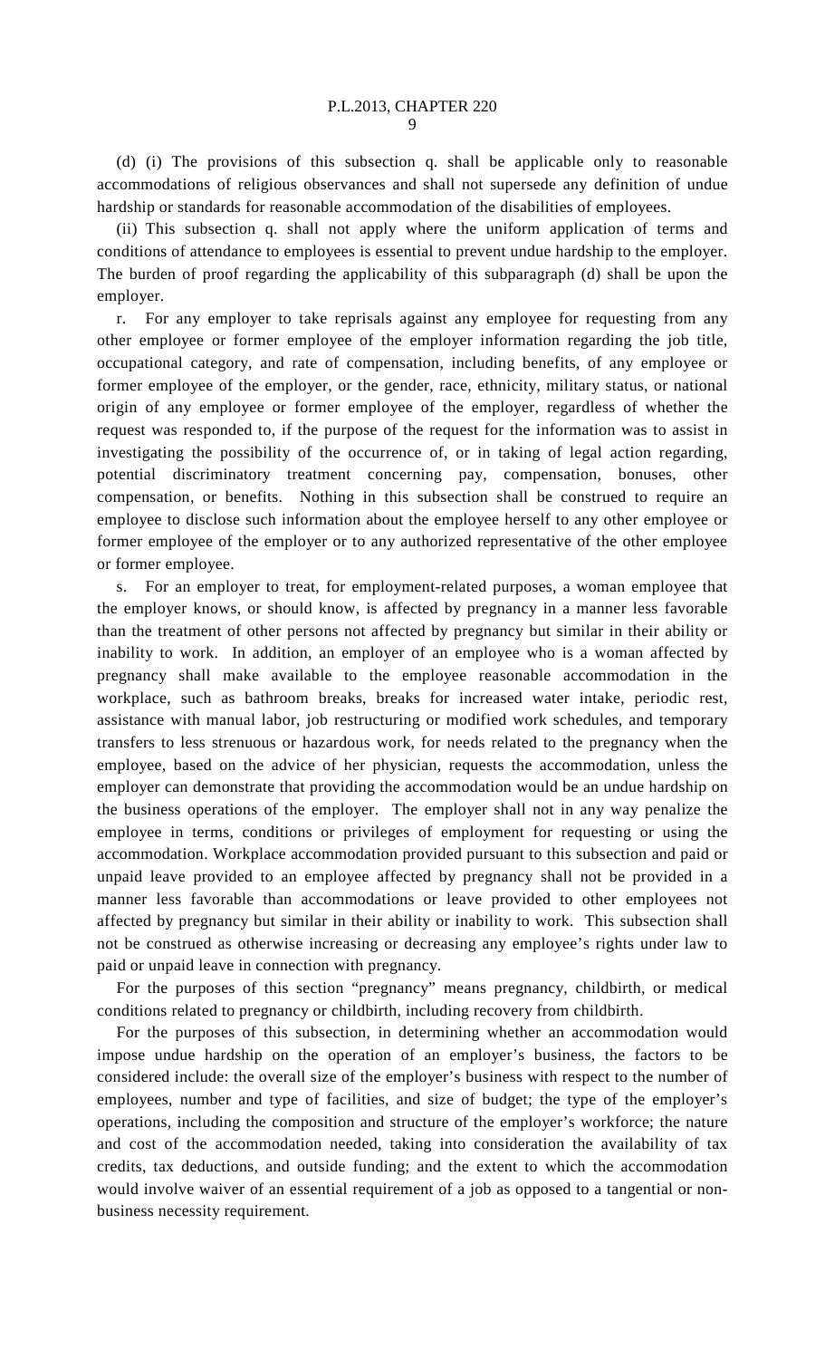(d) (i) The provisions of this subsection q. shall be applicable only to reasonable accommodations of religious observances and shall not supersede any definition of undue hardship or standards for reasonable accommodation of the disabilities of employees.

(ii) This subsection q. shall not apply where the uniform application of terms and conditions of attendance to employees is essential to prevent undue hardship to the employer. The burden of proof regarding the applicability of this subparagraph (d) shall be upon the employer.

r. For any employer to take reprisals against any employee for requesting from any other employee or former employee of the employer information regarding the job title, occupational category, and rate of compensation, including benefits, of any employee or former employee of the employer, or the gender, race, ethnicity, military status, or national origin of any employee or former employee of the employer, regardless of whether the request was responded to, if the purpose of the request for the information was to assist in investigating the possibility of the occurrence of, or in taking of legal action regarding, potential discriminatory treatment concerning pay, compensation, bonuses, other compensation, or benefits. Nothing in this subsection shall be construed to require an employee to disclose such information about the employee herself to any other employee or former employee of the employer or to any authorized representative of the other employee or former employee.

s. For an employer to treat, for employment-related purposes, a woman employee that the employer knows, or should know, is affected by pregnancy in a manner less favorable than the treatment of other persons not affected by pregnancy but similar in their ability or inability to work. In addition, an employer of an employee who is a woman affected by pregnancy shall make available to the employee reasonable accommodation in the workplace, such as bathroom breaks, breaks for increased water intake, periodic rest, assistance with manual labor, job restructuring or modified work schedules, and temporary transfers to less strenuous or hazardous work, for needs related to the pregnancy when the employee, based on the advice of her physician, requests the accommodation, unless the employer can demonstrate that providing the accommodation would be an undue hardship on the business operations of the employer. The employer shall not in any way penalize the employee in terms, conditions or privileges of employment for requesting or using the accommodation. Workplace accommodation provided pursuant to this subsection and paid or unpaid leave provided to an employee affected by pregnancy shall not be provided in a manner less favorable than accommodations or leave provided to other employees not affected by pregnancy but similar in their ability or inability to work. This subsection shall not be construed as otherwise increasing or decreasing any employee's rights under law to paid or unpaid leave in connection with pregnancy.

For the purposes of this section "pregnancy" means pregnancy, childbirth, or medical conditions related to pregnancy or childbirth, including recovery from childbirth.

For the purposes of this subsection, in determining whether an accommodation would impose undue hardship on the operation of an employer's business, the factors to be considered include: the overall size of the employer's business with respect to the number of employees, number and type of facilities, and size of budget; the type of the employer's operations, including the composition and structure of the employer's workforce; the nature and cost of the accommodation needed, taking into consideration the availability of tax credits, tax deductions, and outside funding; and the extent to which the accommodation would involve waiver of an essential requirement of a job as opposed to a tangential or non-business necessity requirement.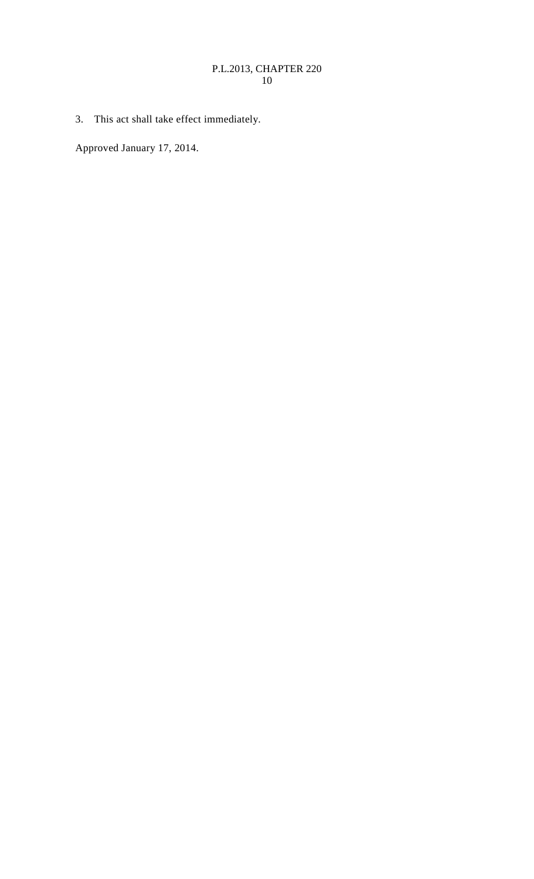3. This act shall take effect immediately.

Approved January 17, 2014.